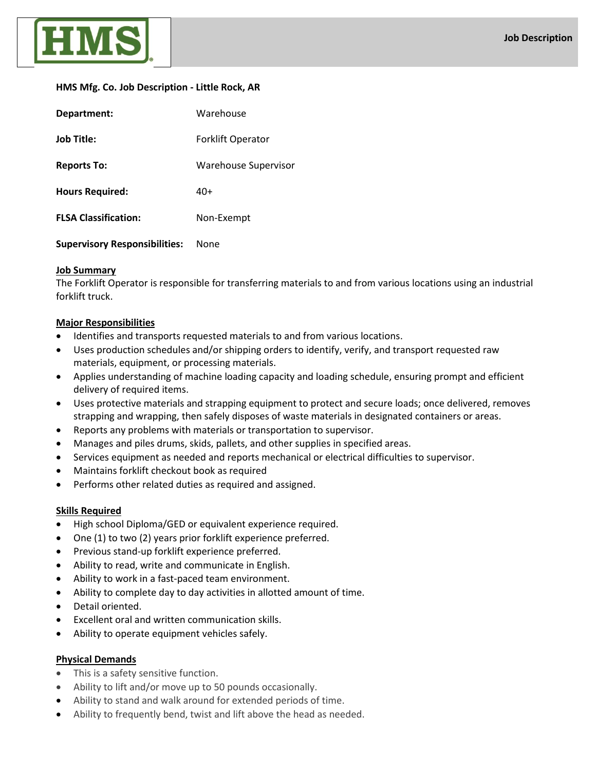**HMS**

**Job Description**

**HMS Mfg. Co. Job Description - Little Rock, AR**

| | |
|---|---|
| **Department:** | Warehouse |
| **Job Title:** | Forklift Operator |
| **Reports To:** | Warehouse Supervisor |
| **Hours Required:** | 40+ |
| **FLSA Classification:** | Non-Exempt |
| **Supervisory Responsibilities:** | None |

## Job Summary

The Forklift Operator is responsible for transferring materials to and from various locations using an industrial forklift truck.

## Major Responsibilities

- Identifies and transports requested materials to and from various locations.
- Uses production schedules and/or shipping orders to identify, verify, and transport requested raw materials, equipment, or processing materials.
- Applies understanding of machine loading capacity and loading schedule, ensuring prompt and efficient delivery of required items.
- Uses protective materials and strapping equipment to protect and secure loads; once delivered, removes strapping and wrapping, then safely disposes of waste materials in designated containers or areas.
- Reports any problems with materials or transportation to supervisor.
- Manages and piles drums, skids, pallets, and other supplies in specified areas.
- Services equipment as needed and reports mechanical or electrical difficulties to supervisor.
- Maintains forklift checkout book as required
- Performs other related duties as required and assigned.

## Skills Required

- High school Diploma/GED or equivalent experience required.
- One (1) to two (2) years prior forklift experience preferred.
- Previous stand-up forklift experience preferred.
- Ability to read, write and communicate in English.
- Ability to work in a fast-paced team environment.
- Ability to complete day to day activities in allotted amount of time.
- Detail oriented.
- Excellent oral and written communication skills.
- Ability to operate equipment vehicles safely.

## Physical Demands

- This is a safety sensitive function.
- Ability to lift and/or move up to 50 pounds occasionally.
- Ability to stand and walk around for extended periods of time.
- Ability to frequently bend, twist and lift above the head as needed.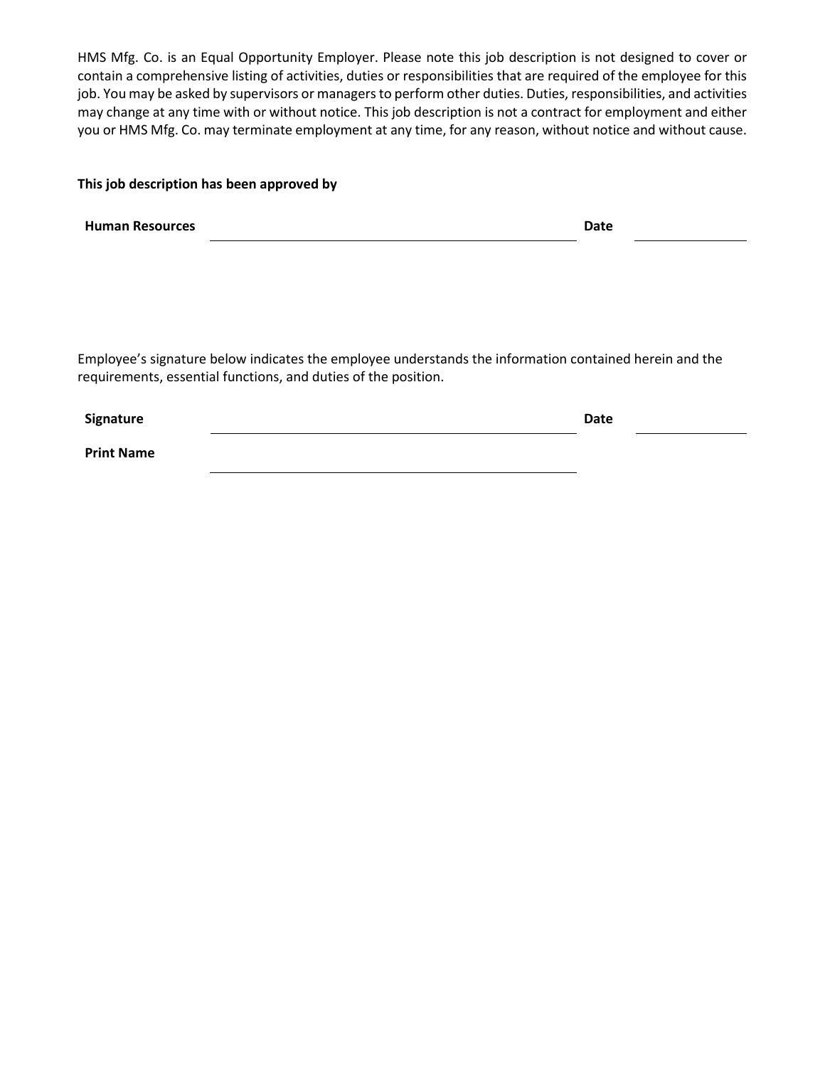HMS Mfg. Co. is an Equal Opportunity Employer. Please note this job description is not designed to cover or contain a comprehensive listing of activities, duties or responsibilities that are required of the employee for this job. You may be asked by supervisors or managers to perform other duties. Duties, responsibilities, and activities may change at any time with or without notice. This job description is not a contract for employment and either you or HMS Mfg. Co. may terminate employment at any time, for any reason, without notice and without cause.

**This job description has been approved by**

**Human Resources** \_\_\_\_\_\_\_\_\_\_\_\_\_\_\_\_\_\_\_\_\_\_\_\_\_\_\_\_\_\_\_\_\_\_\_\_\_\_\_\_ **Date** \_\_\_\_\_\_\_\_\_\_\_\_

Employee's signature below indicates the employee understands the information contained herein and the requirements, essential functions, and duties of the position.

**Signature** \_\_\_\_\_\_\_\_\_\_\_\_\_\_\_\_\_\_\_\_\_\_\_\_\_\_\_\_\_\_\_\_\_\_\_\_\_\_\_\_ **Date** \_\_\_\_\_\_\_\_\_\_\_\_

**Print Name** \_\_\_\_\_\_\_\_\_\_\_\_\_\_\_\_\_\_\_\_\_\_\_\_\_\_\_\_\_\_\_\_\_\_\_\_\_\_\_\_